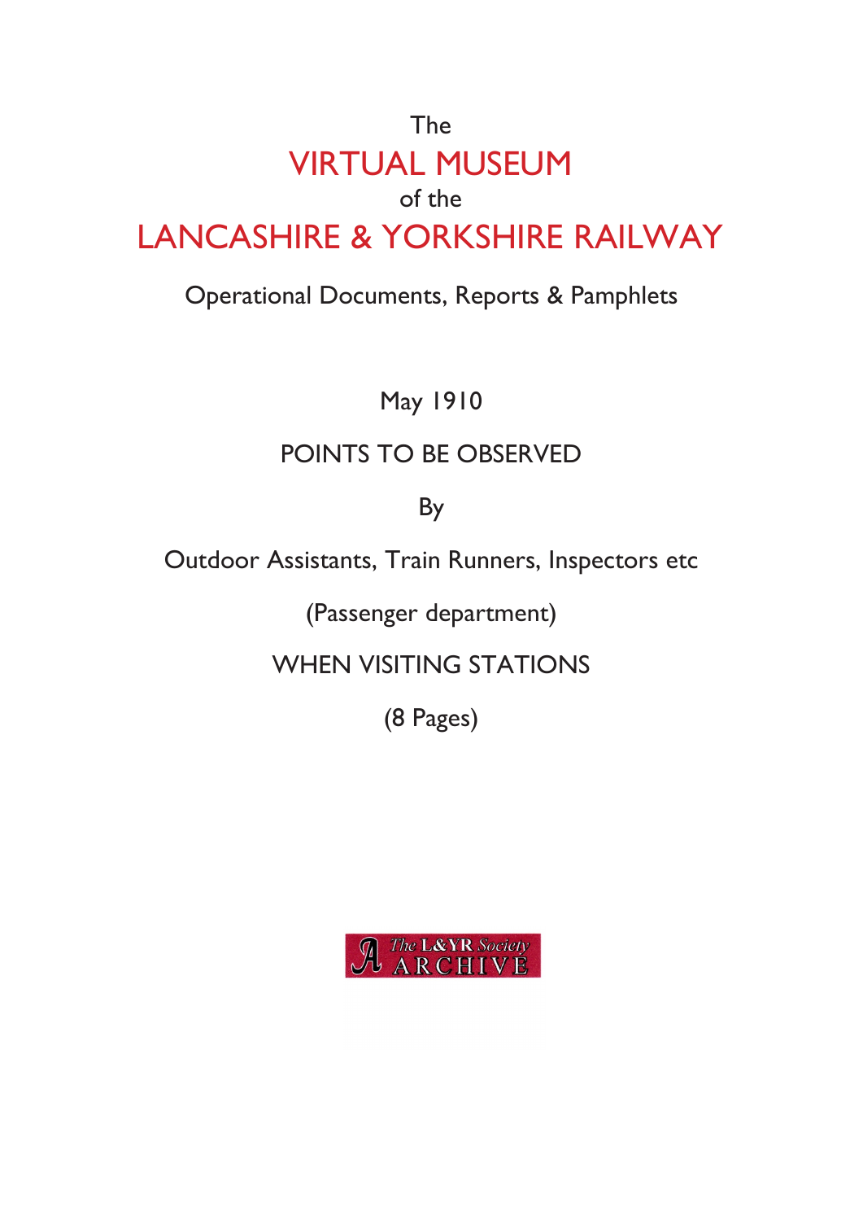The

# VIRTUAL MUSEUM

of the

# LANCASHIRE & YORKSHIRE RAILWAY

Operational Documents, Reports & Pamphlets

May 1910

## POINTS TO BE OBSERVED

By

Outdoor Assistants, Train Runners, Inspectors etc

(Passenger department)

WHEN VISITING STATIONS

(8 Pages)

The L&YR Society ARCHIVE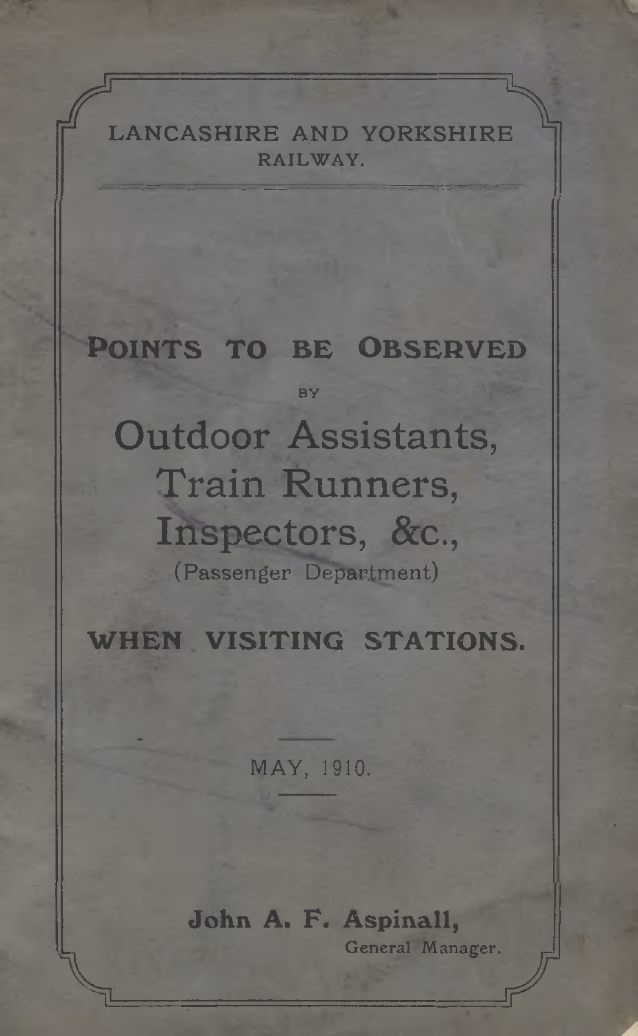LANCASHIRE AND YORKSHIRE RAILWAY.

# POINTS TO BE OBSERVED

BY

# Outdoor Assistants, Train Runners, Inspectors, &c.,

(Passenger Department)

## WHEN VISITING STATIONS.

MAY, 1910.

**John A. F. Aspinall,**
General Manager.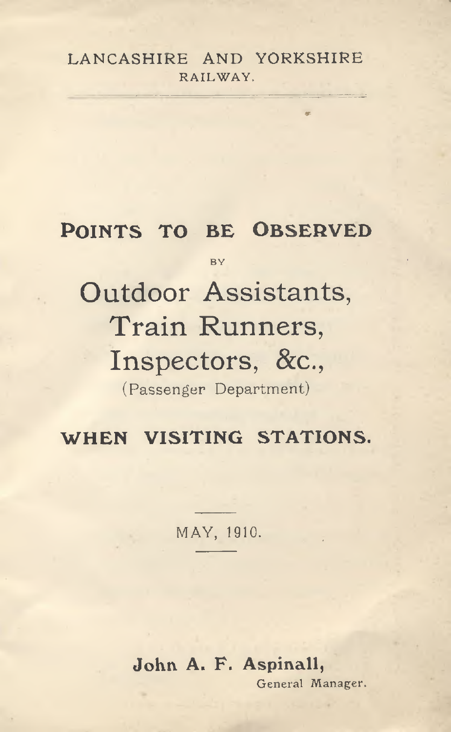LANCASHIRE AND YORKSHIRE RAILWAY.

# Points to be Observed

BY

# Outdoor Assistants, Train Runners, Inspectors, &c.,

(Passenger Department)

## WHEN VISITING STATIONS.

MAY, 1910.

**John A. F. Aspinall,**
General Manager.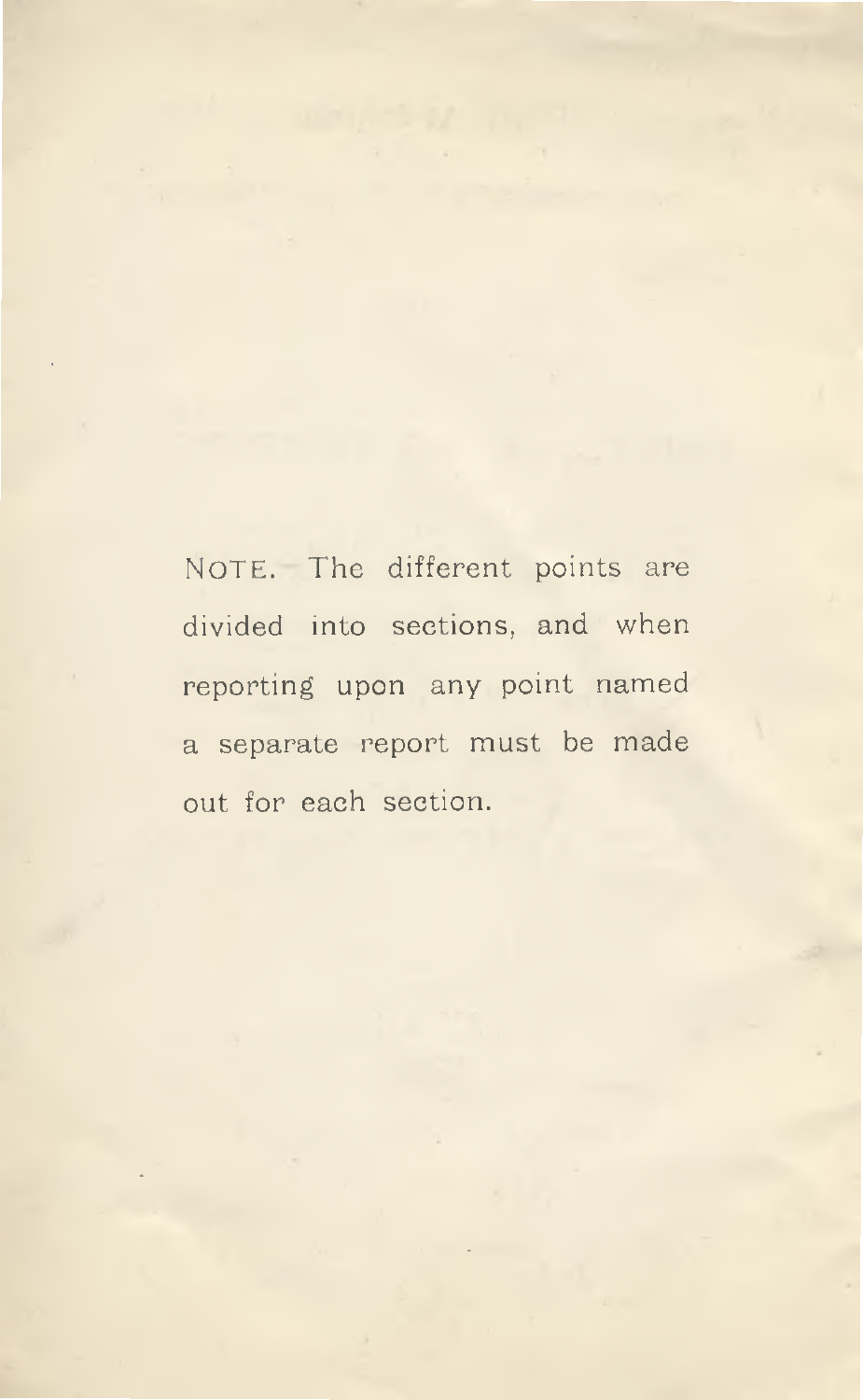NOTE. The different points are divided into sections, and when reporting upon any point named a separate report must be made out for each section.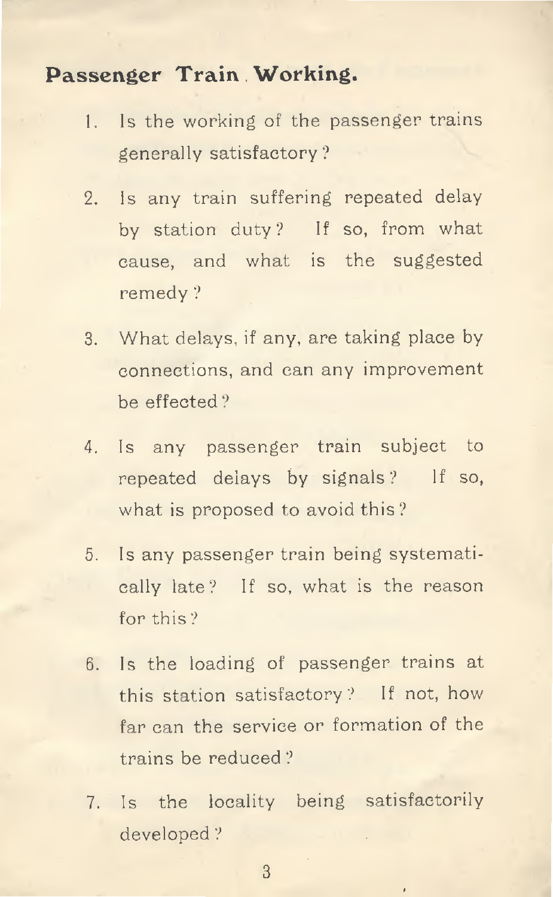## Passenger Train Working.

1. Is the working of the passenger trains generally satisfactory?

2. Is any train suffering repeated delay by station duty? If so, from what cause, and what is the suggested remedy?

3. What delays, if any, are taking place by connections, and can any improvement be effected?

4. Is any passenger train subject to repeated delays by signals? If so, what is proposed to avoid this?

5. Is any passenger train being systematically late? If so, what is the reason for this?

6. Is the loading of passenger trains at this station satisfactory? If not, how far can the service or formation of the trains be reduced?

7. Is the locality being satisfactorily developed?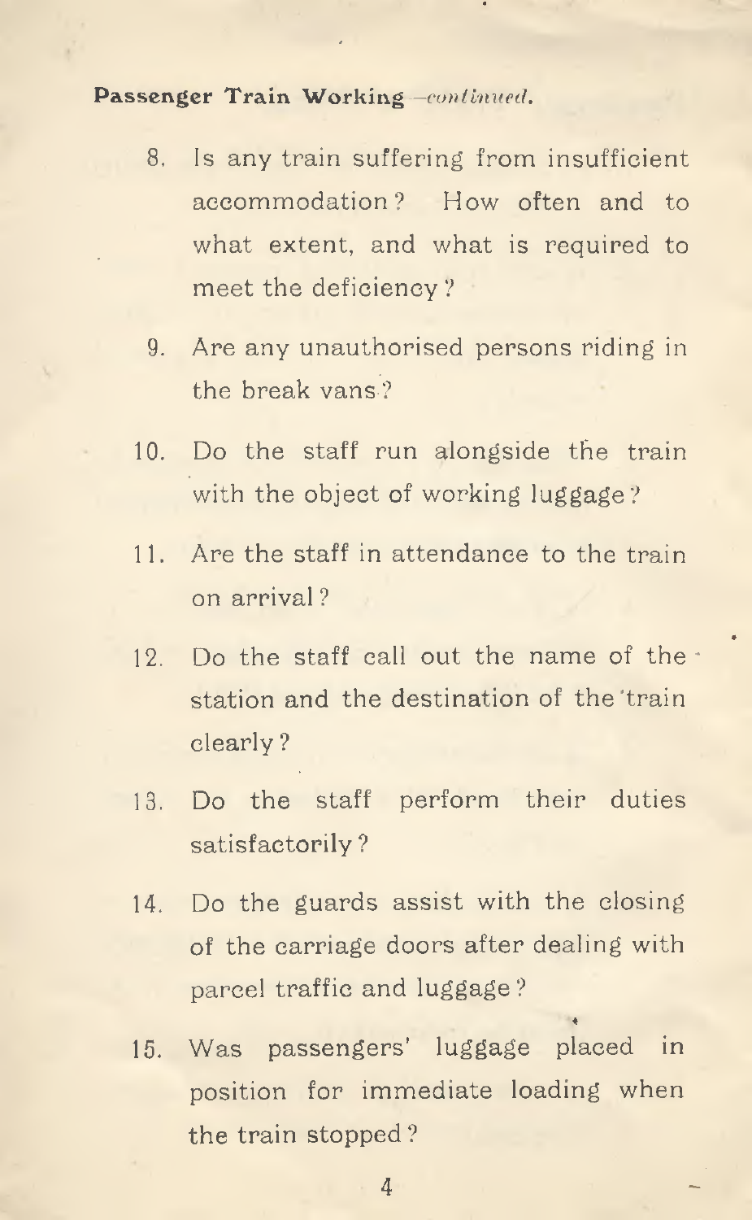**Passenger Train Working**—*continued.*

8. Is any train suffering from insufficient accommodation? How often and to what extent, and what is required to meet the deficiency?

9. Are any unauthorised persons riding in the break vans?

10. Do the staff run alongside the train with the object of working luggage?

11. Are the staff in attendance to the train on arrival?

12. Do the staff call out the name of the station and the destination of the train clearly?

13. Do the staff perform their duties satisfactorily?

14. Do the guards assist with the closing of the carriage doors after dealing with parcel traffic and luggage?

15. Was passengers' luggage placed in position for immediate loading when the train stopped?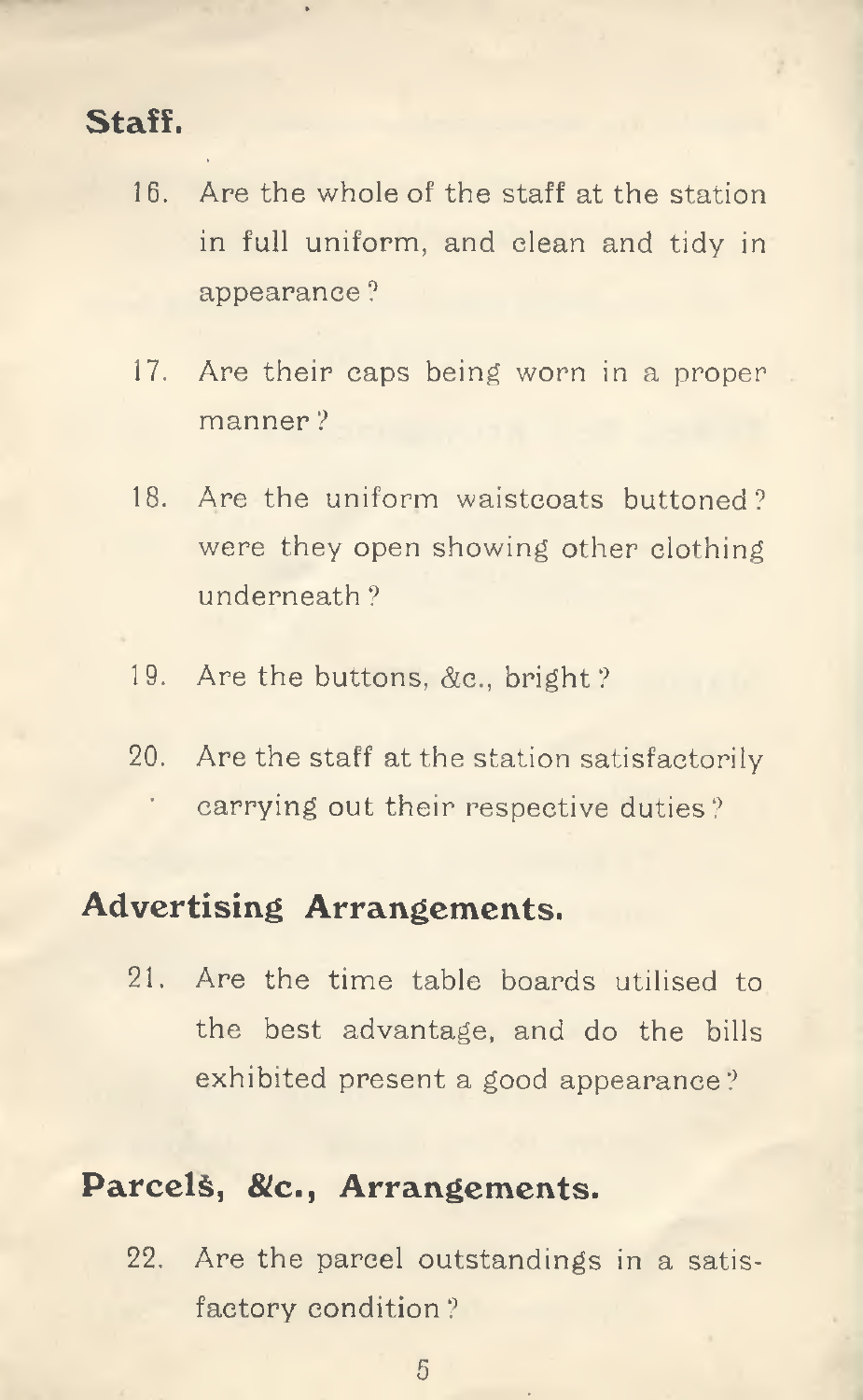## Staff.

16. Are the whole of the staff at the station in full uniform, and clean and tidy in appearance?

17. Are their caps being worn in a proper manner?

18. Are the uniform waistcoats buttoned? were they open showing other clothing underneath?

19. Are the buttons, &c., bright?

20. Are the staff at the station satisfactorily carrying out their respective duties?

## Advertising Arrangements.

21. Are the time table boards utilised to the best advantage, and do the bills exhibited present a good appearance?

## Parcels, &c., Arrangements.

22. Are the parcel outstandings in a satisfactory condition?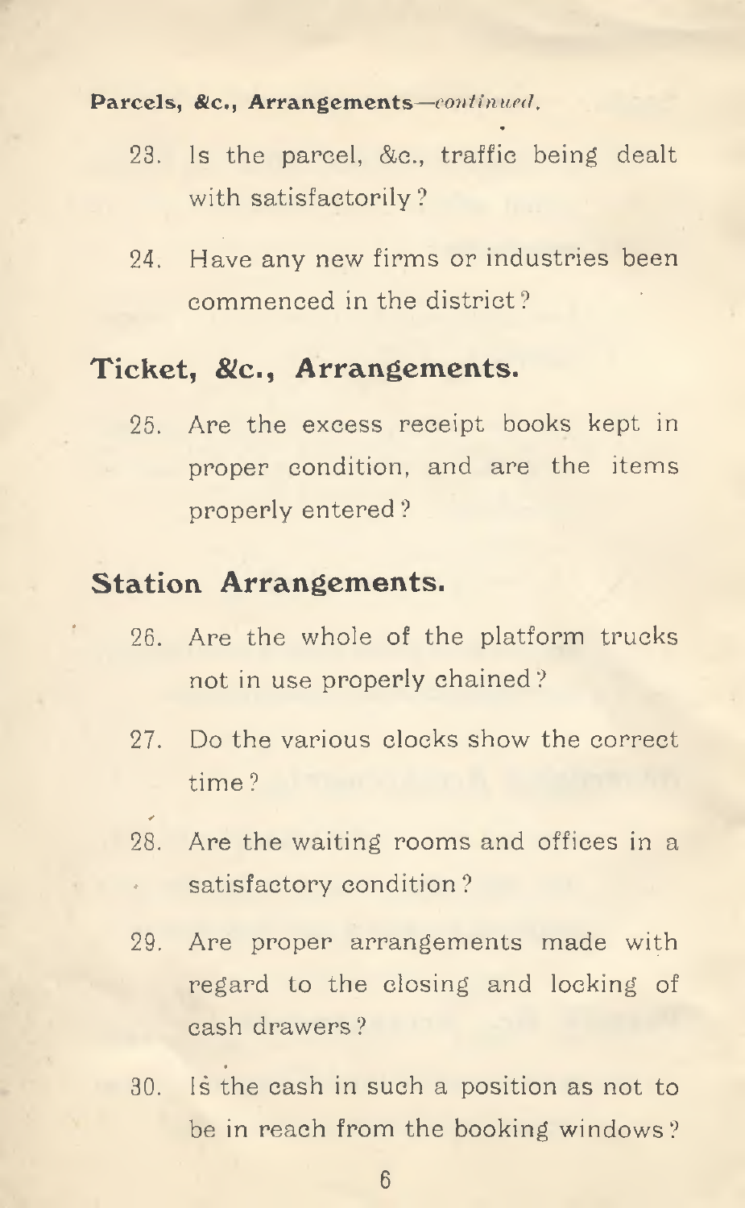**Parcels, &c., Arrangements**—*continued.*

23. Is the parcel, &c., traffic being dealt with satisfactorily?

24. Have any new firms or industries been commenced in the district?

## Ticket, &c., Arrangements.

25. Are the excess receipt books kept in proper condition, and are the items properly entered?

## Station Arrangements.

26. Are the whole of the platform trucks not in use properly chained?

27. Do the various clocks show the correct time?

28. Are the waiting rooms and offices in a satisfactory condition?

29. Are proper arrangements made with regard to the closing and locking of cash drawers?

30. Is the cash in such a position as not to be in reach from the booking windows?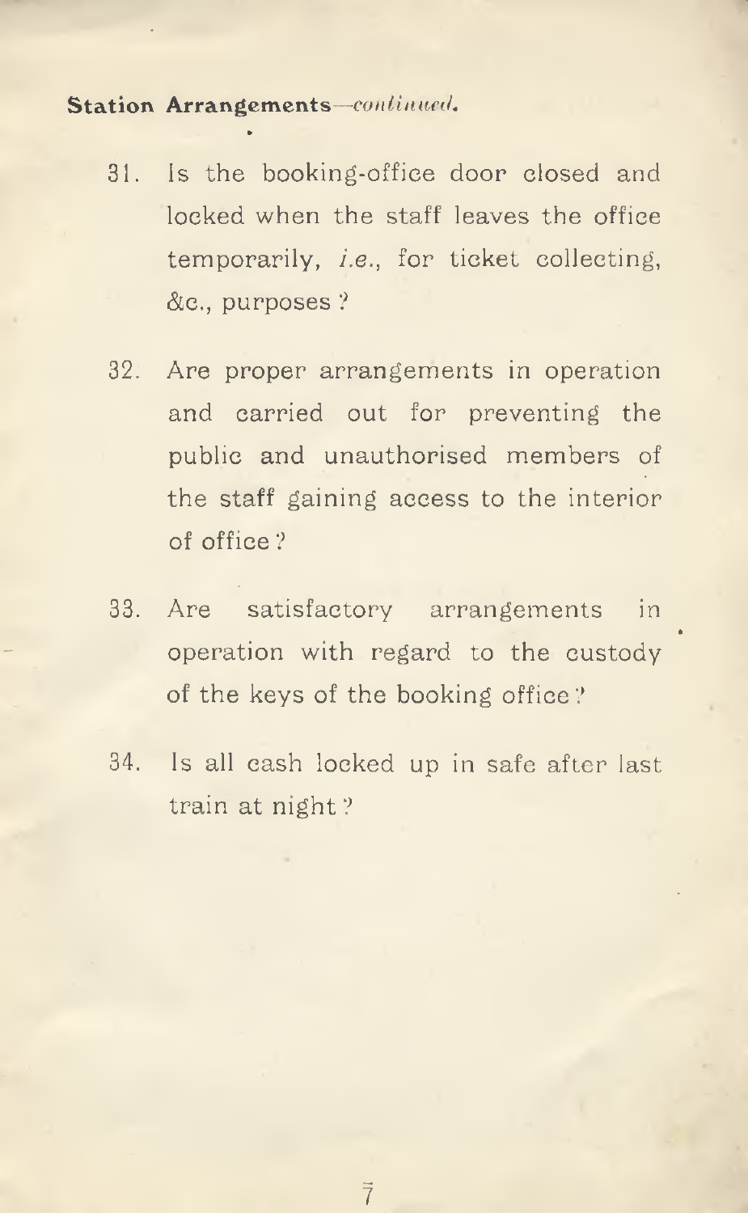**Station Arrangements**—*continued.*

31. Is the booking-office door closed and locked when the staff leaves the office temporarily, *i.e.*, for ticket collecting, &c., purposes ?

32. Are proper arrangements in operation and carried out for preventing the public and unauthorised members of the staff gaining access to the interior of office ?

33. Are satisfactory arrangements in operation with regard to the custody of the keys of the booking office ?

34. Is all cash locked up in safe after last train at night ?